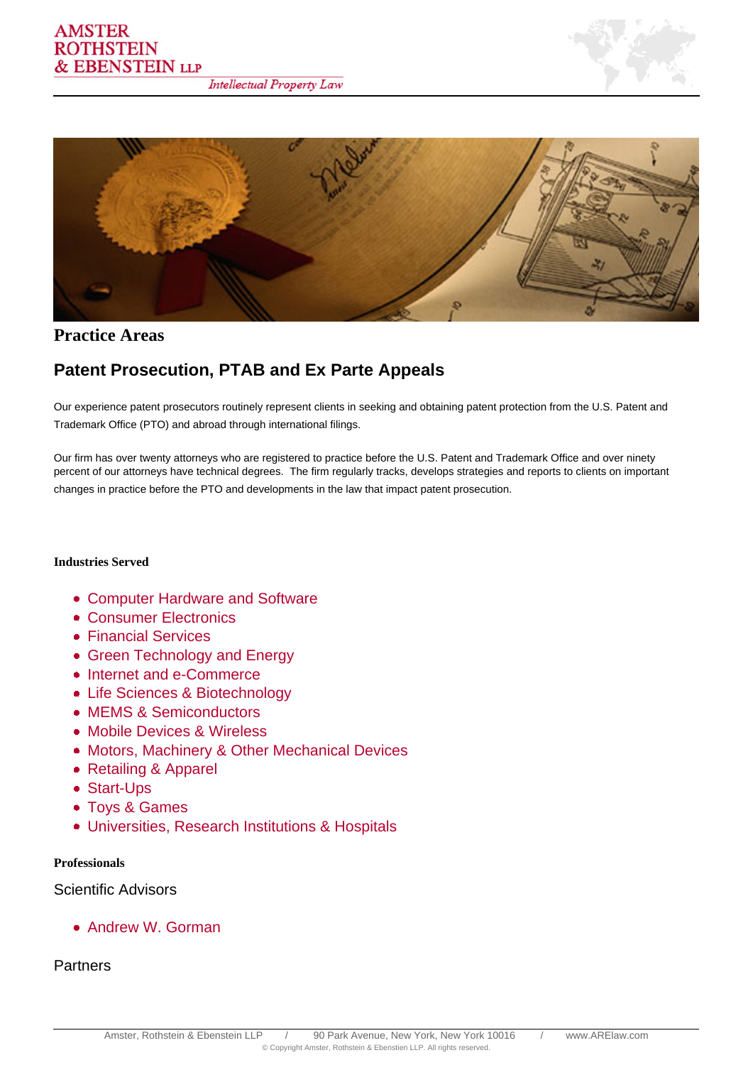# Practice Areas

## Patent Prosecution, PTAB and Ex Parte Appeals

Our experience patent prosecutors routinely represent clients in seeking and obtaining patent protection from the U.S. Patent and Trademark Office (PTO) and abroad through international filings.

Our firm has over twenty attorneys who are registered to practice before the U.S. Patent and Trademark Office and over ninety percent of our attorneys have technical degrees. The firm regularly tracks, develops strategies and reports to clients on important changes in practice before the PTO and developments in the law that impact patent prosecution.

### Industries Served

- Computer Hardware and Software
- Consumer Electronics
- Financial Services
- Green Technology and Energy
- Internet and e-Commerce
- Life Sciences & Biotechnology
- MEMS & Semiconductors
- Mobile Devices & Wireless
- Motors, Machinery & Other Mechanical Devices
- Retailing & Apparel
- Start-Ups
- Toys & Games
- Universities, Research Institutions & Hospitals

### Professionals

Scientific Advisors

- Andrew W. Gorman

Partners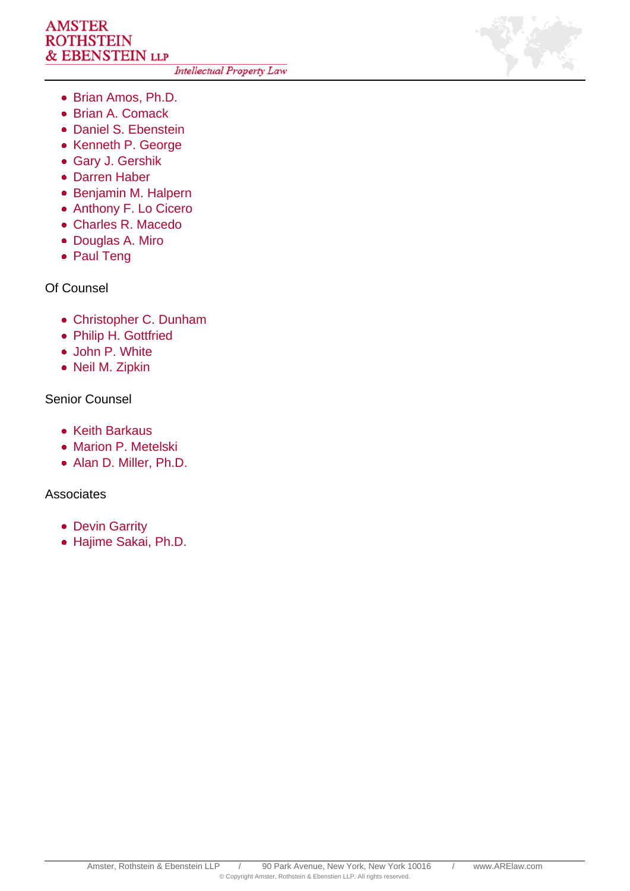- Brian Amos, Ph.D.
- Brian A. Comack
- Daniel S. Ebenstein
- Kenneth P. George
- Gary J. Gershik
- Darren Haber
- Benjamin M. Halpern
- Anthony F. Lo Cicero
- Charles R. Macedo
- Douglas A. Miro
- Paul Teng

Of Counsel

- Christopher C. Dunham
- Philip H. Gottfried
- John P. White
- Neil M. Zipkin

Senior Counsel

- Keith Barkaus
- Marion P. Metelski
- Alan D. Miller, Ph.D.

Associates

- Devin Garrity
- Hajime Sakai, Ph.D.